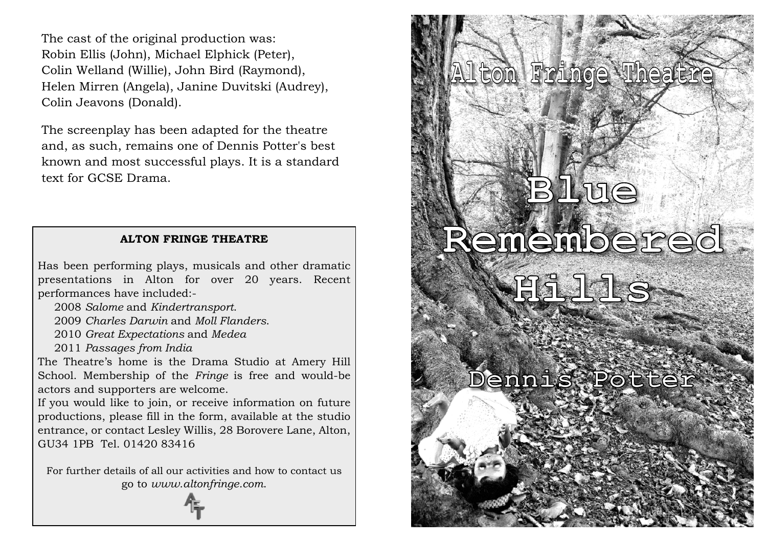The cast of the original production was:
Robin Ellis (John), Michael Elphick (Peter), Colin Welland (Willie), John Bird (Raymond), Helen Mirren (Angela), Janine Duvitski (Audrey), Colin Jeavons (Donald).

The screenplay has been adapted for the theatre and, as such, remains one of Dennis Potter's best known and most successful plays. It is a standard text for GCSE Drama.

**ALTON FRINGE THEATRE**

Has been performing plays, musicals and other dramatic presentations in Alton for over 20 years. Recent performances have included:-

- 2008 *Salome* and *Kindertransport*.
- 2009 *Charles Darwin* and *Moll Flanders*.
- 2010 *Great Expectations* and *Medea*
- 2011 *Passages from India*

The Theatre's home is the Drama Studio at Amery Hill School. Membership of the *Fringe* is free and would-be actors and supporters are welcome.

If you would like to join, or receive information on future productions, please fill in the form, available at the studio entrance, or contact Lesley Willis, 28 Borovere Lane, Alton, GU34 1PB Tel. 01420 83416

For further details of all our activities and how to contact us go to *www.altonfringe.com.*

Alton Fringe Theatre

# Blue Remembered Hills

Dennis Potter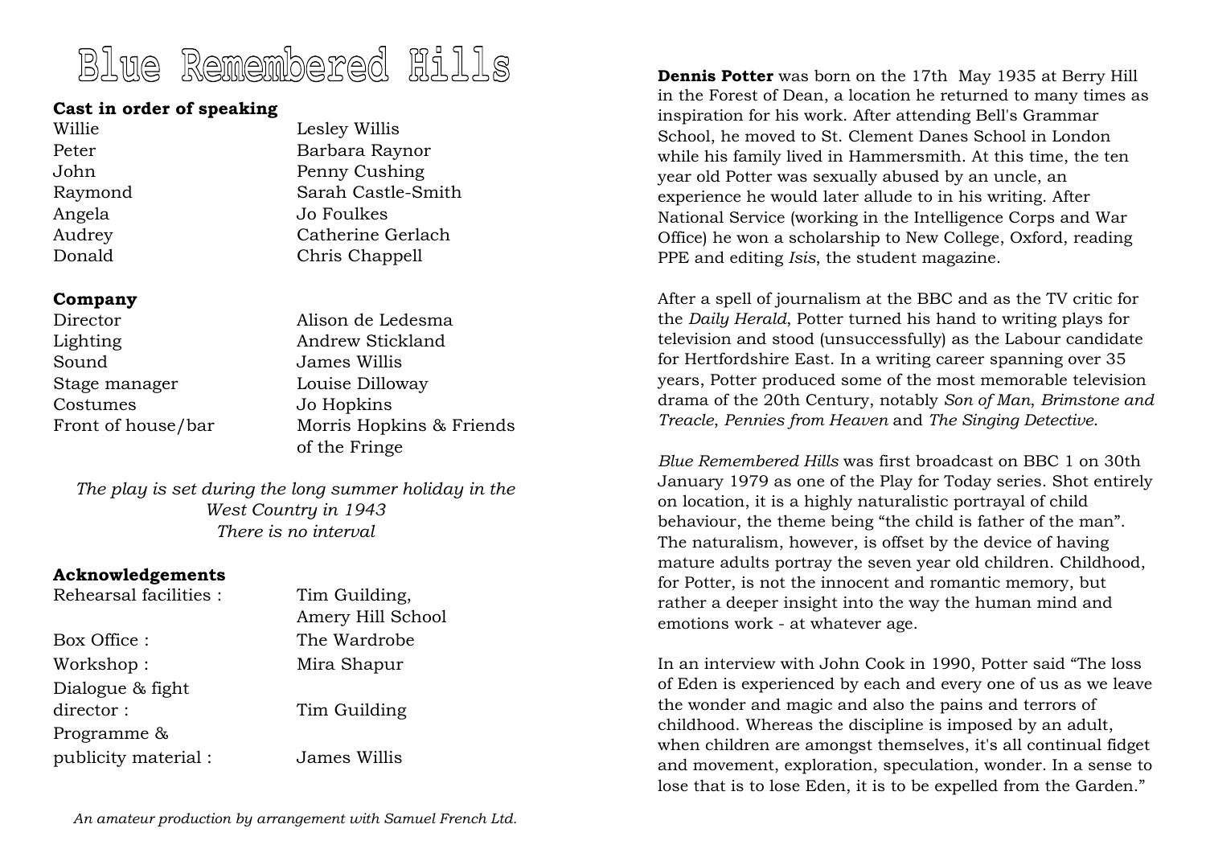# Blue Remembered Hills

**Cast in order of speaking**

| | |
|---|---|
| Willie | Lesley Willis |
| Peter | Barbara Raynor |
| John | Penny Cushing |
| Raymond | Sarah Castle-Smith |
| Angela | Jo Foulkes |
| Audrey | Catherine Gerlach |
| Donald | Chris Chappell |

**Company**

| | |
|---|---|
| Director | Alison de Ledesma |
| Lighting | Andrew Stickland |
| Sound | James Willis |
| Stage manager | Louise Dilloway |
| Costumes | Jo Hopkins |
| Front of house/bar | Morris Hopkins & Friends of the Fringe |

*The play is set during the long summer holiday in the West Country in 1943*
*There is no interval*

**Acknowledgements**

| | |
|---|---|
| Rehearsal facilities : | Tim Guilding, Amery Hill School |
| Box Office : | The Wardrobe |
| Workshop : | Mira Shapur |
| Dialogue & fight director : | Tim Guilding |
| Programme & publicity material : | James Willis |

*An amateur production by arrangement with Samuel French Ltd.*

**Dennis Potter** was born on the 17th May 1935 at Berry Hill in the Forest of Dean, a location he returned to many times as inspiration for his work. After attending Bell's Grammar School, he moved to St. Clement Danes School in London while his family lived in Hammersmith. At this time, the ten year old Potter was sexually abused by an uncle, an experience he would later allude to in his writing. After National Service (working in the Intelligence Corps and War Office) he won a scholarship to New College, Oxford, reading PPE and editing *Isis*, the student magazine.

After a spell of journalism at the BBC and as the TV critic for the *Daily Herald*, Potter turned his hand to writing plays for television and stood (unsuccessfully) as the Labour candidate for Hertfordshire East. In a writing career spanning over 35 years, Potter produced some of the most memorable television drama of the 20th Century, notably *Son of Man*, *Brimstone and Treacle*, *Pennies from Heaven* and *The Singing Detective*.

*Blue Remembered Hills* was first broadcast on BBC 1 on 30th January 1979 as one of the Play for Today series. Shot entirely on location, it is a highly naturalistic portrayal of child behaviour, the theme being "the child is father of the man". The naturalism, however, is offset by the device of having mature adults portray the seven year old children. Childhood, for Potter, is not the innocent and romantic memory, but rather a deeper insight into the way the human mind and emotions work - at whatever age.

In an interview with John Cook in 1990, Potter said "The loss of Eden is experienced by each and every one of us as we leave the wonder and magic and also the pains and terrors of childhood. Whereas the discipline is imposed by an adult, when children are amongst themselves, it's all continual fidget and movement, exploration, speculation, wonder. In a sense to lose that is to lose Eden, it is to be expelled from the Garden."